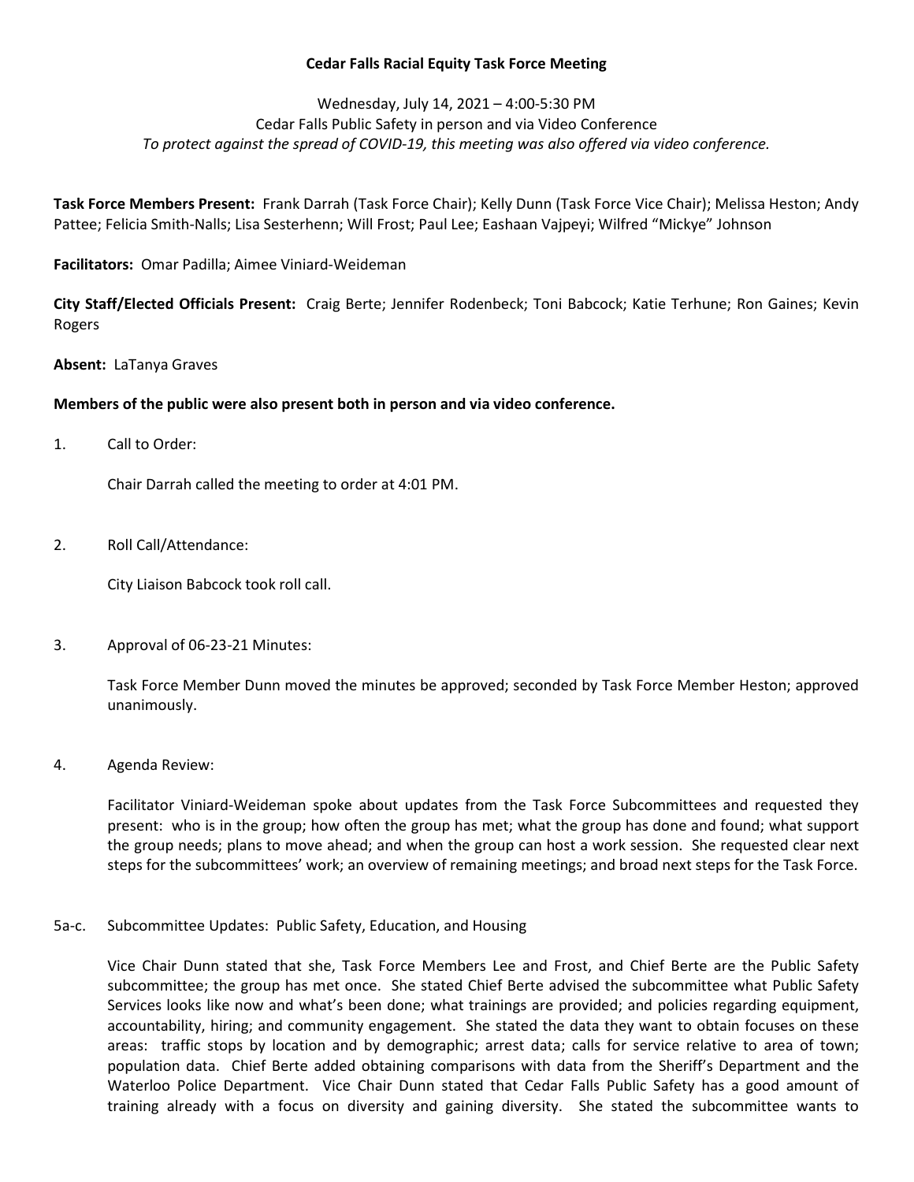**Cedar Falls Racial Equity Task Force Meeting**

Wednesday, July 14, 2021 – 4:00-5:30 PM
Cedar Falls Public Safety in person and via Video Conference
*To protect against the spread of COVID-19, this meeting was also offered via video conference.*

**Task Force Members Present:** Frank Darrah (Task Force Chair); Kelly Dunn (Task Force Vice Chair); Melissa Heston; Andy Pattee; Felicia Smith-Nalls; Lisa Sesterhenn; Will Frost; Paul Lee; Eashaan Vajpeyi; Wilfred "Mickye" Johnson

**Facilitators:** Omar Padilla; Aimee Viniard-Weideman

**City Staff/Elected Officials Present:** Craig Berte; Jennifer Rodenbeck; Toni Babcock; Katie Terhune; Ron Gaines; Kevin Rogers

**Absent:** LaTanya Graves

**Members of the public were also present both in person and via video conference.**

1. Call to Order:

   Chair Darrah called the meeting to order at 4:01 PM.

2. Roll Call/Attendance:

   City Liaison Babcock took roll call.

3. Approval of 06-23-21 Minutes:

   Task Force Member Dunn moved the minutes be approved; seconded by Task Force Member Heston; approved unanimously.

4. Agenda Review:

   Facilitator Viniard-Weideman spoke about updates from the Task Force Subcommittees and requested they present: who is in the group; how often the group has met; what the group has done and found; what support the group needs; plans to move ahead; and when the group can host a work session. She requested clear next steps for the subcommittees' work; an overview of remaining meetings; and broad next steps for the Task Force.

5a-c. Subcommittee Updates: Public Safety, Education, and Housing

   Vice Chair Dunn stated that she, Task Force Members Lee and Frost, and Chief Berte are the Public Safety subcommittee; the group has met once. She stated Chief Berte advised the subcommittee what Public Safety Services looks like now and what's been done; what trainings are provided; and policies regarding equipment, accountability, hiring; and community engagement. She stated the data they want to obtain focuses on these areas: traffic stops by location and by demographic; arrest data; calls for service relative to area of town; population data. Chief Berte added obtaining comparisons with data from the Sheriff's Department and the Waterloo Police Department. Vice Chair Dunn stated that Cedar Falls Public Safety has a good amount of training already with a focus on diversity and gaining diversity. She stated the subcommittee wants to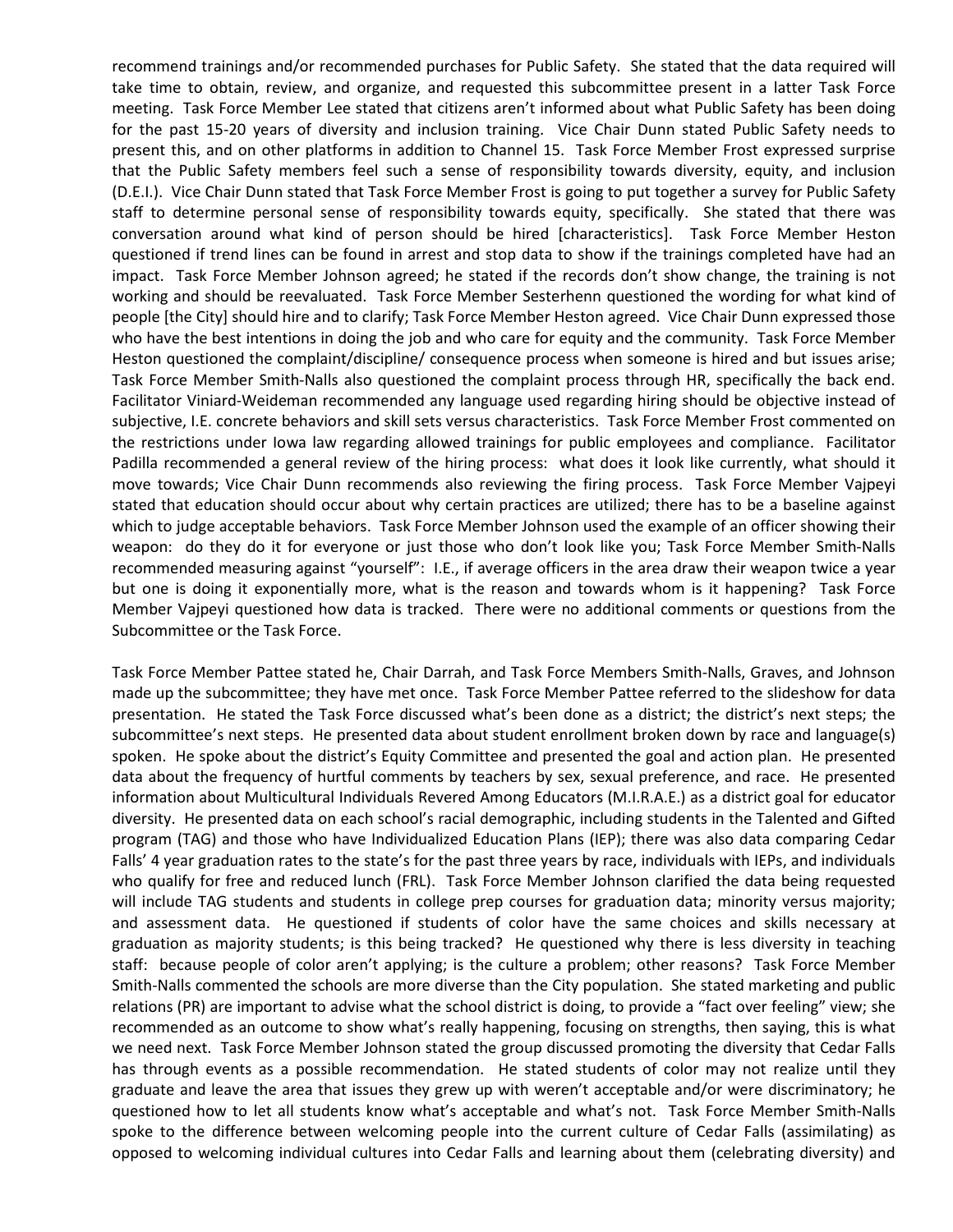recommend trainings and/or recommended purchases for Public Safety. She stated that the data required will take time to obtain, review, and organize, and requested this subcommittee present in a latter Task Force meeting. Task Force Member Lee stated that citizens aren't informed about what Public Safety has been doing for the past 15-20 years of diversity and inclusion training. Vice Chair Dunn stated Public Safety needs to present this, and on other platforms in addition to Channel 15. Task Force Member Frost expressed surprise that the Public Safety members feel such a sense of responsibility towards diversity, equity, and inclusion (D.E.I.). Vice Chair Dunn stated that Task Force Member Frost is going to put together a survey for Public Safety staff to determine personal sense of responsibility towards equity, specifically. She stated that there was conversation around what kind of person should be hired [characteristics]. Task Force Member Heston questioned if trend lines can be found in arrest and stop data to show if the trainings completed have had an impact. Task Force Member Johnson agreed; he stated if the records don't show change, the training is not working and should be reevaluated. Task Force Member Sesterhenn questioned the wording for what kind of people [the City] should hire and to clarify; Task Force Member Heston agreed. Vice Chair Dunn expressed those who have the best intentions in doing the job and who care for equity and the community. Task Force Member Heston questioned the complaint/discipline/ consequence process when someone is hired and but issues arise; Task Force Member Smith-Nalls also questioned the complaint process through HR, specifically the back end. Facilitator Viniard-Weideman recommended any language used regarding hiring should be objective instead of subjective, I.E. concrete behaviors and skill sets versus characteristics. Task Force Member Frost commented on the restrictions under Iowa law regarding allowed trainings for public employees and compliance. Facilitator Padilla recommended a general review of the hiring process: what does it look like currently, what should it move towards; Vice Chair Dunn recommends also reviewing the firing process. Task Force Member Vajpeyi stated that education should occur about why certain practices are utilized; there has to be a baseline against which to judge acceptable behaviors. Task Force Member Johnson used the example of an officer showing their weapon: do they do it for everyone or just those who don't look like you; Task Force Member Smith-Nalls recommended measuring against "yourself": I.E., if average officers in the area draw their weapon twice a year but one is doing it exponentially more, what is the reason and towards whom is it happening? Task Force Member Vajpeyi questioned how data is tracked. There were no additional comments or questions from the Subcommittee or the Task Force.

Task Force Member Pattee stated he, Chair Darrah, and Task Force Members Smith-Nalls, Graves, and Johnson made up the subcommittee; they have met once. Task Force Member Pattee referred to the slideshow for data presentation. He stated the Task Force discussed what's been done as a district; the district's next steps; the subcommittee's next steps. He presented data about student enrollment broken down by race and language(s) spoken. He spoke about the district's Equity Committee and presented the goal and action plan. He presented data about the frequency of hurtful comments by teachers by sex, sexual preference, and race. He presented information about Multicultural Individuals Revered Among Educators (M.I.R.A.E.) as a district goal for educator diversity. He presented data on each school's racial demographic, including students in the Talented and Gifted program (TAG) and those who have Individualized Education Plans (IEP); there was also data comparing Cedar Falls' 4 year graduation rates to the state's for the past three years by race, individuals with IEPs, and individuals who qualify for free and reduced lunch (FRL). Task Force Member Johnson clarified the data being requested will include TAG students and students in college prep courses for graduation data; minority versus majority; and assessment data. He questioned if students of color have the same choices and skills necessary at graduation as majority students; is this being tracked? He questioned why there is less diversity in teaching staff: because people of color aren't applying; is the culture a problem; other reasons? Task Force Member Smith-Nalls commented the schools are more diverse than the City population. She stated marketing and public relations (PR) are important to advise what the school district is doing, to provide a "fact over feeling" view; she recommended as an outcome to show what's really happening, focusing on strengths, then saying, this is what we need next. Task Force Member Johnson stated the group discussed promoting the diversity that Cedar Falls has through events as a possible recommendation. He stated students of color may not realize until they graduate and leave the area that issues they grew up with weren't acceptable and/or were discriminatory; he questioned how to let all students know what's acceptable and what's not. Task Force Member Smith-Nalls spoke to the difference between welcoming people into the current culture of Cedar Falls (assimilating) as opposed to welcoming individual cultures into Cedar Falls and learning about them (celebrating diversity) and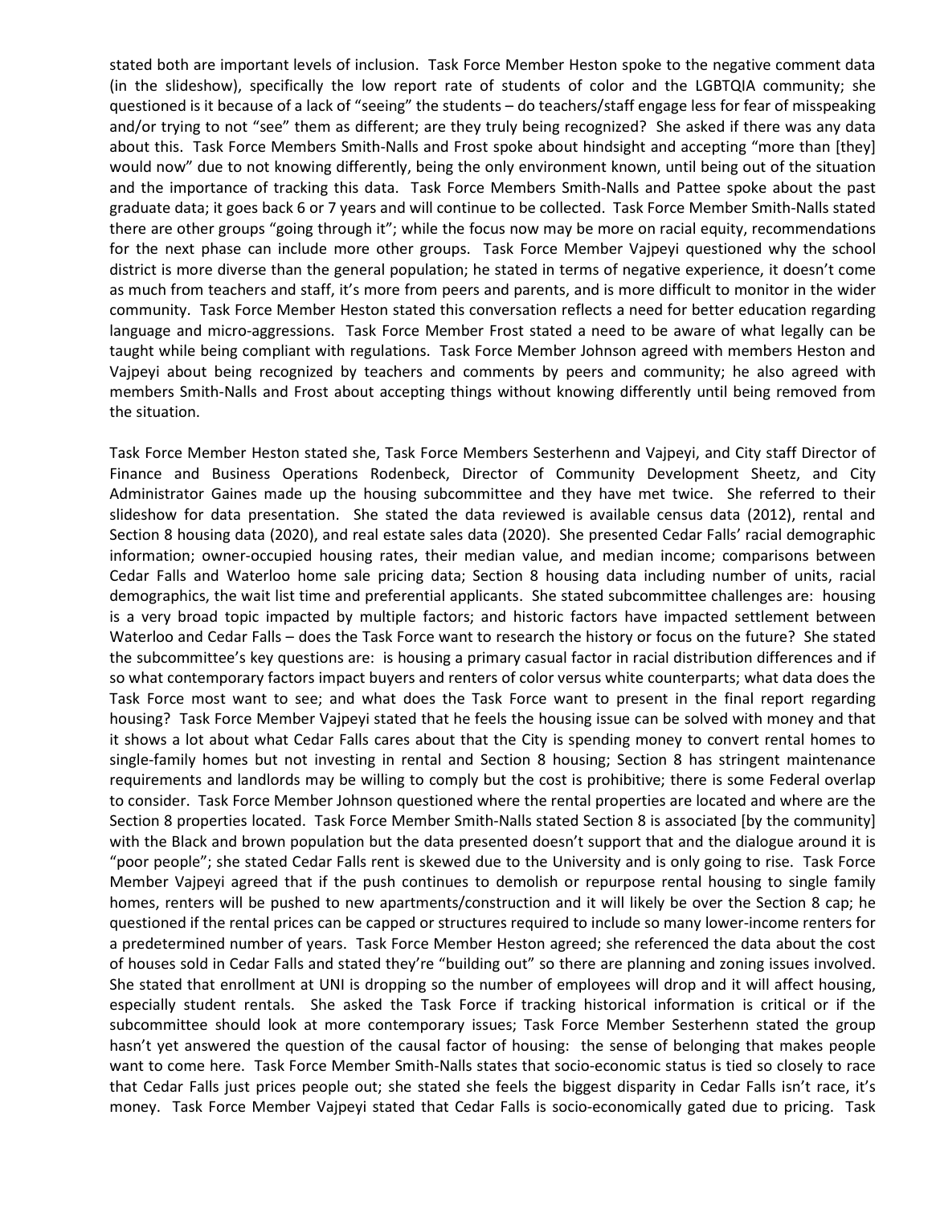stated both are important levels of inclusion. Task Force Member Heston spoke to the negative comment data (in the slideshow), specifically the low report rate of students of color and the LGBTQIA community; she questioned is it because of a lack of "seeing" the students – do teachers/staff engage less for fear of misspeaking and/or trying to not "see" them as different; are they truly being recognized? She asked if there was any data about this. Task Force Members Smith-Nalls and Frost spoke about hindsight and accepting "more than [they] would now" due to not knowing differently, being the only environment known, until being out of the situation and the importance of tracking this data. Task Force Members Smith-Nalls and Pattee spoke about the past graduate data; it goes back 6 or 7 years and will continue to be collected. Task Force Member Smith-Nalls stated there are other groups "going through it"; while the focus now may be more on racial equity, recommendations for the next phase can include more other groups. Task Force Member Vajpeyi questioned why the school district is more diverse than the general population; he stated in terms of negative experience, it doesn't come as much from teachers and staff, it's more from peers and parents, and is more difficult to monitor in the wider community. Task Force Member Heston stated this conversation reflects a need for better education regarding language and micro-aggressions. Task Force Member Frost stated a need to be aware of what legally can be taught while being compliant with regulations. Task Force Member Johnson agreed with members Heston and Vajpeyi about being recognized by teachers and comments by peers and community; he also agreed with members Smith-Nalls and Frost about accepting things without knowing differently until being removed from the situation.

Task Force Member Heston stated she, Task Force Members Sesterhenn and Vajpeyi, and City staff Director of Finance and Business Operations Rodenbeck, Director of Community Development Sheetz, and City Administrator Gaines made up the housing subcommittee and they have met twice. She referred to their slideshow for data presentation. She stated the data reviewed is available census data (2012), rental and Section 8 housing data (2020), and real estate sales data (2020). She presented Cedar Falls' racial demographic information; owner-occupied housing rates, their median value, and median income; comparisons between Cedar Falls and Waterloo home sale pricing data; Section 8 housing data including number of units, racial demographics, the wait list time and preferential applicants. She stated subcommittee challenges are: housing is a very broad topic impacted by multiple factors; and historic factors have impacted settlement between Waterloo and Cedar Falls – does the Task Force want to research the history or focus on the future? She stated the subcommittee's key questions are: is housing a primary casual factor in racial distribution differences and if so what contemporary factors impact buyers and renters of color versus white counterparts; what data does the Task Force most want to see; and what does the Task Force want to present in the final report regarding housing? Task Force Member Vajpeyi stated that he feels the housing issue can be solved with money and that it shows a lot about what Cedar Falls cares about that the City is spending money to convert rental homes to single-family homes but not investing in rental and Section 8 housing; Section 8 has stringent maintenance requirements and landlords may be willing to comply but the cost is prohibitive; there is some Federal overlap to consider. Task Force Member Johnson questioned where the rental properties are located and where are the Section 8 properties located. Task Force Member Smith-Nalls stated Section 8 is associated [by the community] with the Black and brown population but the data presented doesn't support that and the dialogue around it is "poor people"; she stated Cedar Falls rent is skewed due to the University and is only going to rise. Task Force Member Vajpeyi agreed that if the push continues to demolish or repurpose rental housing to single family homes, renters will be pushed to new apartments/construction and it will likely be over the Section 8 cap; he questioned if the rental prices can be capped or structures required to include so many lower-income renters for a predetermined number of years. Task Force Member Heston agreed; she referenced the data about the cost of houses sold in Cedar Falls and stated they're "building out" so there are planning and zoning issues involved. She stated that enrollment at UNI is dropping so the number of employees will drop and it will affect housing, especially student rentals. She asked the Task Force if tracking historical information is critical or if the subcommittee should look at more contemporary issues; Task Force Member Sesterhenn stated the group hasn't yet answered the question of the causal factor of housing: the sense of belonging that makes people want to come here. Task Force Member Smith-Nalls states that socio-economic status is tied so closely to race that Cedar Falls just prices people out; she stated she feels the biggest disparity in Cedar Falls isn't race, it's money. Task Force Member Vajpeyi stated that Cedar Falls is socio-economically gated due to pricing. Task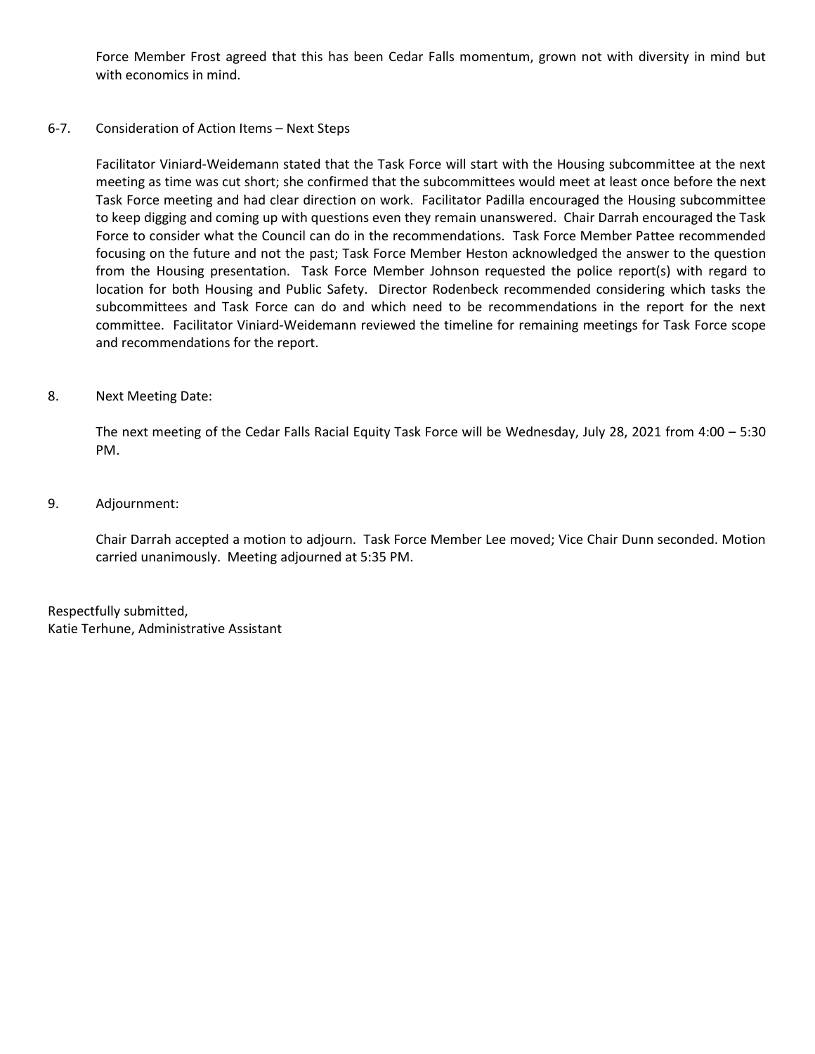Force Member Frost agreed that this has been Cedar Falls momentum, grown not with diversity in mind but with economics in mind.

6-7. Consideration of Action Items – Next Steps

Facilitator Viniard-Weidemann stated that the Task Force will start with the Housing subcommittee at the next meeting as time was cut short; she confirmed that the subcommittees would meet at least once before the next Task Force meeting and had clear direction on work. Facilitator Padilla encouraged the Housing subcommittee to keep digging and coming up with questions even they remain unanswered. Chair Darrah encouraged the Task Force to consider what the Council can do in the recommendations. Task Force Member Pattee recommended focusing on the future and not the past; Task Force Member Heston acknowledged the answer to the question from the Housing presentation. Task Force Member Johnson requested the police report(s) with regard to location for both Housing and Public Safety. Director Rodenbeck recommended considering which tasks the subcommittees and Task Force can do and which need to be recommendations in the report for the next committee. Facilitator Viniard-Weidemann reviewed the timeline for remaining meetings for Task Force scope and recommendations for the report.

8. Next Meeting Date:

The next meeting of the Cedar Falls Racial Equity Task Force will be Wednesday, July 28, 2021 from 4:00 – 5:30 PM.

9. Adjournment:

Chair Darrah accepted a motion to adjourn. Task Force Member Lee moved; Vice Chair Dunn seconded. Motion carried unanimously. Meeting adjourned at 5:35 PM.

Respectfully submitted,
Katie Terhune, Administrative Assistant